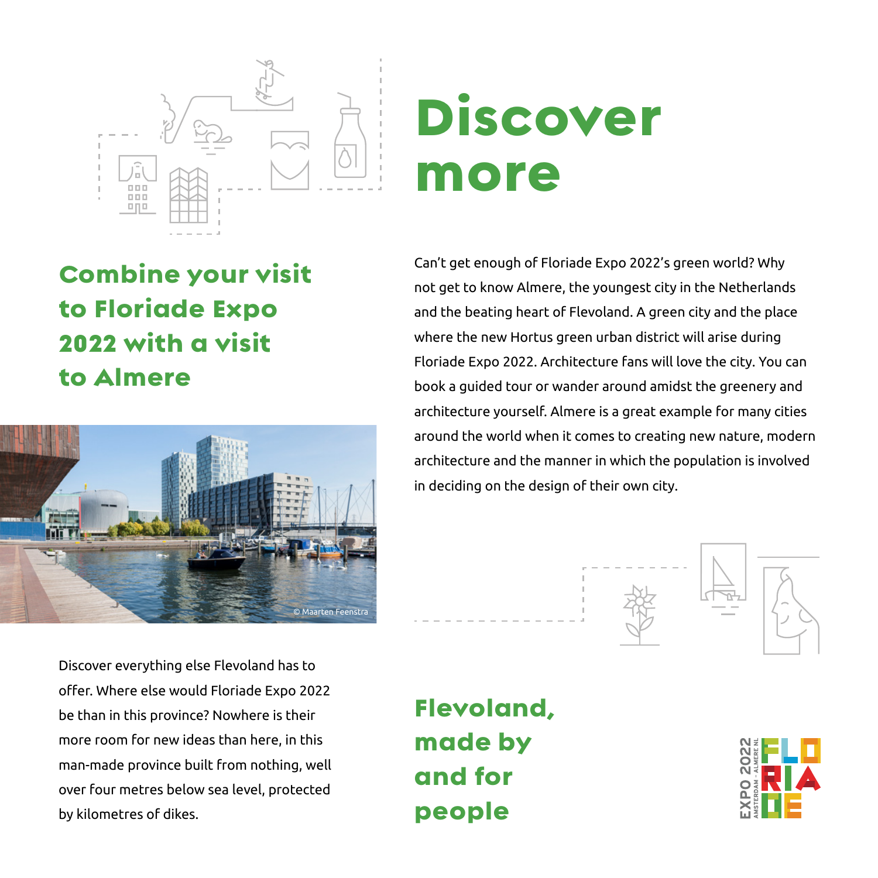# Discover more

## Combine your visit to Floriade Expo 2022 with a visit to Almere

Can't get enough of Floriade Expo 2022's green world? Why not get to know Almere, the youngest city in the Netherlands and the beating heart of Flevoland. A green city and the place where the new Hortus green urban district will arise during Floriade Expo 2022. Architecture fans will love the city. You can book a guided tour or wander around amidst the greenery and architecture yourself. Almere is a great example for many cities around the world when it comes to creating new nature, modern architecture and the manner in which the population is involved in deciding on the design of their own city.

© Maarten Feenstra

Discover everything else Flevoland has to offer. Where else would Floriade Expo 2022 be than in this province? Nowhere is their more room for new ideas than here, in this man-made province built from nothing, well over four metres below sea level, protected by kilometres of dikes.

## Flevoland, made by and for people

EXPO 2022 AMSTERDAM - ALMERE NL FLORIADE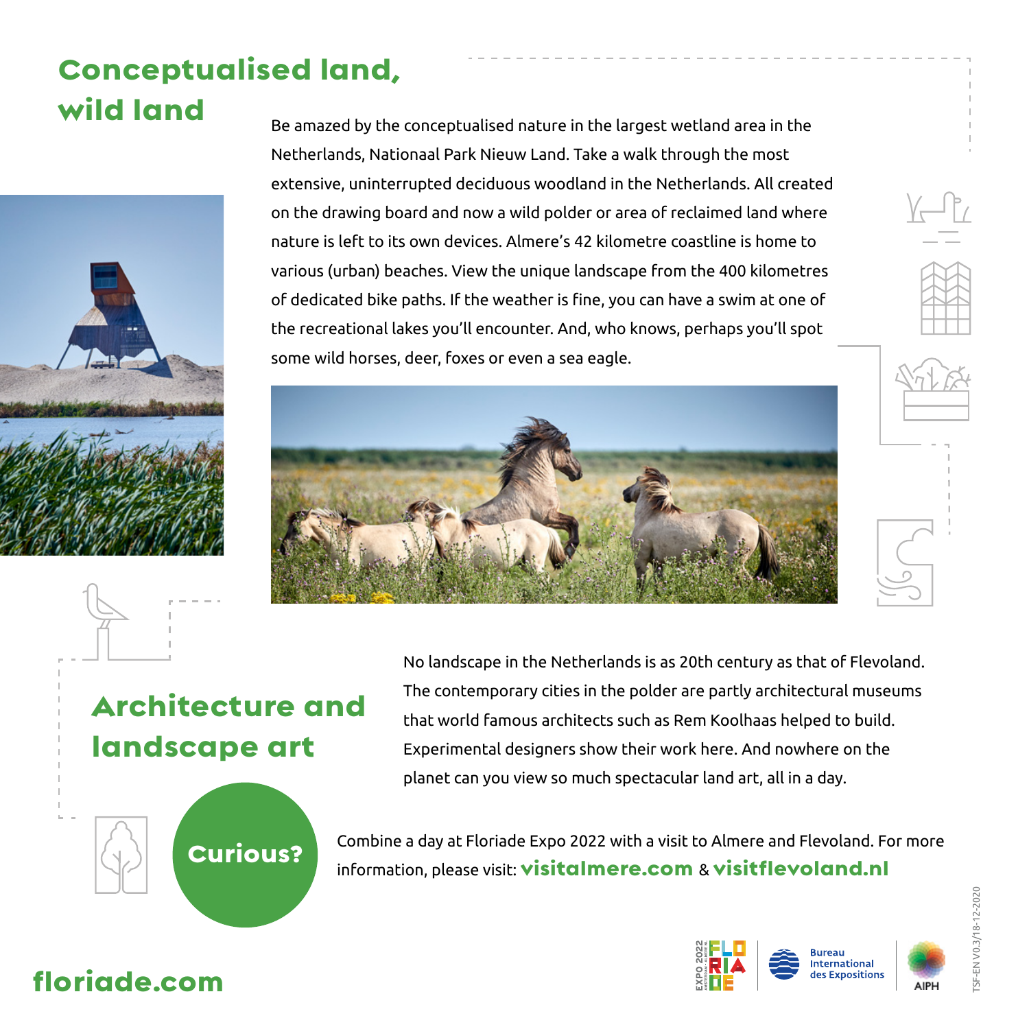## Conceptualised land, wild land

Be amazed by the conceptualised nature in the largest wetland area in the Netherlands, Nationaal Park Nieuw Land. Take a walk through the most extensive, uninterrupted deciduous woodland in the Netherlands. All created on the drawing board and now a wild polder or area of reclaimed land where nature is left to its own devices. Almere's 42 kilometre coastline is home to various (urban) beaches. View the unique landscape from the 400 kilometres of dedicated bike paths. If the weather is fine, you can have a swim at one of the recreational lakes you'll encounter. And, who knows, perhaps you'll spot some wild horses, deer, foxes or even a sea eagle.

## Architecture and landscape art

No landscape in the Netherlands is as 20th century as that of Flevoland. The contemporary cities in the polder are partly architectural museums that world famous architects such as Rem Koolhaas helped to build. Experimental designers show their work here. And nowhere on the planet can you view so much spectacular land art, all in a day.

**Curious?**

Combine a day at Floriade Expo 2022 with a visit to Almere and Flevoland. For more information, please visit: **visitalmere.com** & **visitflevoland.nl**

**floriade.com**

Bureau International des Expositions

AIPH

TSF-EN V0.3/18-12-2020